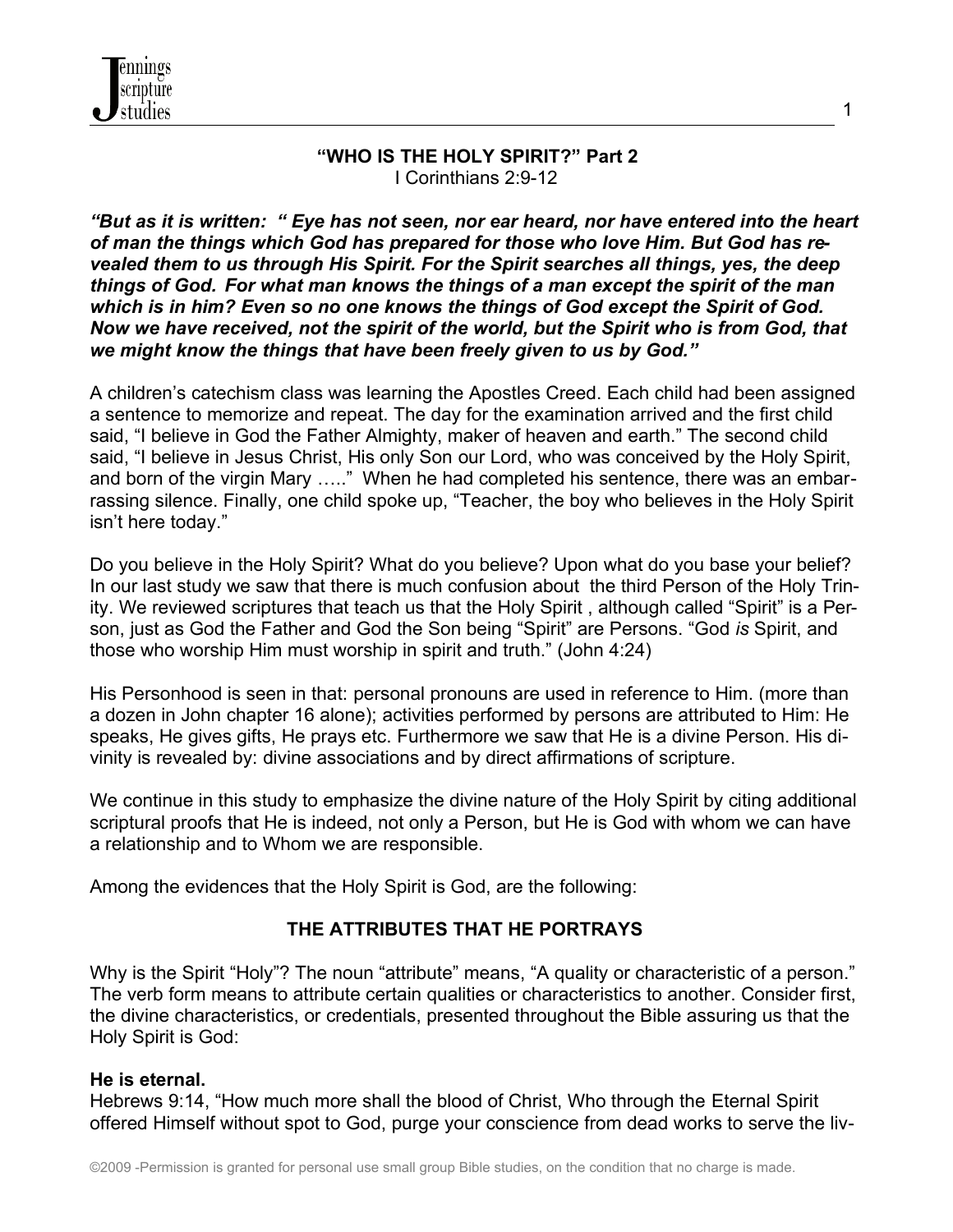**"WHO IS THE HOLY SPIRIT?" Part 2**
I Corinthians 2:9-12

***"But as it is written: " Eye has not seen, nor ear heard, nor have entered into the heart of man the things which God has prepared for those who love Him. But God has revealed them to us through His Spirit. For the Spirit searches all things, yes, the deep things of God. For what man knows the things of a man except the spirit of the man which is in him? Even so no one knows the things of God except the Spirit of God. Now we have received, not the spirit of the world, but the Spirit who is from God, that we might know the things that have been freely given to us by God."***

A children's catechism class was learning the Apostles Creed. Each child had been assigned a sentence to memorize and repeat. The day for the examination arrived and the first child said, "I believe in God the Father Almighty, maker of heaven and earth." The second child said, "I believe in Jesus Christ, His only Son our Lord, who was conceived by the Holy Spirit, and born of the virgin Mary ….." When he had completed his sentence, there was an embarrassing silence. Finally, one child spoke up, "Teacher, the boy who believes in the Holy Spirit isn't here today."

Do you believe in the Holy Spirit? What do you believe? Upon what do you base your belief? In our last study we saw that there is much confusion about the third Person of the Holy Trinity. We reviewed scriptures that teach us that the Holy Spirit , although called "Spirit" is a Person, just as God the Father and God the Son being "Spirit" are Persons. "God *is* Spirit, and those who worship Him must worship in spirit and truth." (John 4:24)

His Personhood is seen in that: personal pronouns are used in reference to Him. (more than a dozen in John chapter 16 alone); activities performed by persons are attributed to Him: He speaks, He gives gifts, He prays etc. Furthermore we saw that He is a divine Person. His divinity is revealed by: divine associations and by direct affirmations of scripture.

We continue in this study to emphasize the divine nature of the Holy Spirit by citing additional scriptural proofs that He is indeed, not only a Person, but He is God with whom we can have a relationship and to Whom we are responsible.

Among the evidences that the Holy Spirit is God, are the following:

## THE ATTRIBUTES THAT HE PORTRAYS

Why is the Spirit "Holy"? The noun "attribute" means, "A quality or characteristic of a person." The verb form means to attribute certain qualities or characteristics to another. Consider first, the divine characteristics, or credentials, presented throughout the Bible assuring us that the Holy Spirit is God:

**He is eternal.**
Hebrews 9:14, "How much more shall the blood of Christ, Who through the Eternal Spirit offered Himself without spot to God, purge your conscience from dead works to serve the liv-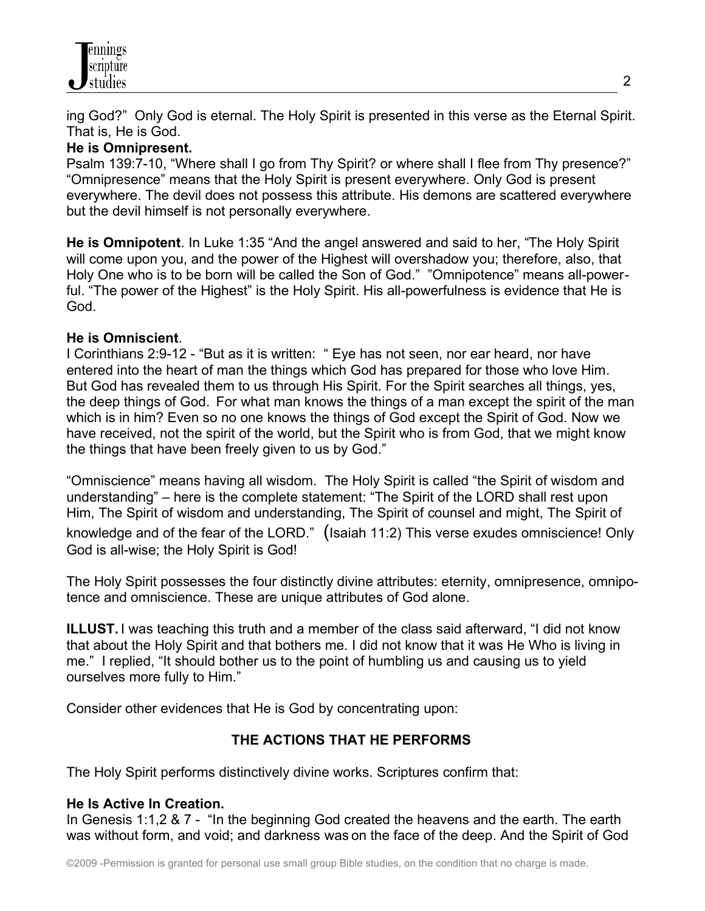ing God?" Only God is eternal. The Holy Spirit is presented in this verse as the Eternal Spirit. That is, He is God.

**He is Omnipresent.**

Psalm 139:7-10, "Where shall I go from Thy Spirit? or where shall I flee from Thy presence?" "Omnipresence" means that the Holy Spirit is present everywhere. Only God is present everywhere. The devil does not possess this attribute. His demons are scattered everywhere but the devil himself is not personally everywhere.

**He is Omnipotent**. In Luke 1:35 "And the angel answered and said to her, "The Holy Spirit will come upon you, and the power of the Highest will overshadow you; therefore, also, that Holy One who is to be born will be called the Son of God." "Omnipotence" means all-powerful. "The power of the Highest" is the Holy Spirit. His all-powerfulness is evidence that He is God.

**He is Omniscient**.

I Corinthians 2:9-12 - "But as it is written: " Eye has not seen, nor ear heard, nor have entered into the heart of man the things which God has prepared for those who love Him. But God has revealed them to us through His Spirit. For the Spirit searches all things, yes, the deep things of God. For what man knows the things of a man except the spirit of the man which is in him? Even so no one knows the things of God except the Spirit of God. Now we have received, not the spirit of the world, but the Spirit who is from God, that we might know the things that have been freely given to us by God."

"Omniscience" means having all wisdom. The Holy Spirit is called "the Spirit of wisdom and understanding" – here is the complete statement: "The Spirit of the LORD shall rest upon Him, The Spirit of wisdom and understanding, The Spirit of counsel and might, The Spirit of knowledge and of the fear of the LORD." (Isaiah 11:2) This verse exudes omniscience! Only God is all-wise; the Holy Spirit is God!

The Holy Spirit possesses the four distinctly divine attributes: eternity, omnipresence, omnipotence and omniscience. These are unique attributes of God alone.

**ILLUST.** I was teaching this truth and a member of the class said afterward, "I did not know that about the Holy Spirit and that bothers me. I did not know that it was He Who is living in me." I replied, "It should bother us to the point of humbling us and causing us to yield ourselves more fully to Him."

Consider other evidences that He is God by concentrating upon:

## THE ACTIONS THAT HE PERFORMS

The Holy Spirit performs distinctively divine works. Scriptures confirm that:

**He Is Active In Creation.**

In Genesis 1:1,2 & 7 - "In the beginning God created the heavens and the earth. The earth was without form, and void; and darkness was on the face of the deep. And the Spirit of God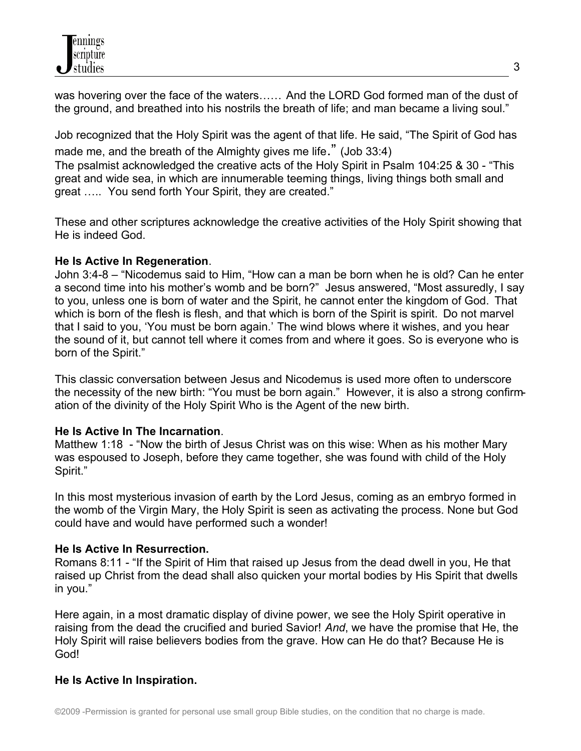was hovering over the face of the waters…… And the LORD God formed man of the dust of the ground, and breathed into his nostrils the breath of life; and man became a living soul."

Job recognized that the Holy Spirit was the agent of that life. He said, "The Spirit of God has made me, and the breath of the Almighty gives me life." (Job 33:4)
The psalmist acknowledged the creative acts of the Holy Spirit in Psalm 104:25 & 30 - "This great and wide sea, in which are innumerable teeming things, living things both small and great ….. You send forth Your Spirit, they are created."

These and other scriptures acknowledge the creative activities of the Holy Spirit showing that He is indeed God.

**He Is Active In Regeneration**.
John 3:4-8 – "Nicodemus said to Him, "How can a man be born when he is old? Can he enter a second time into his mother's womb and be born?" Jesus answered, "Most assuredly, I say to you, unless one is born of water and the Spirit, he cannot enter the kingdom of God. That which is born of the flesh is flesh, and that which is born of the Spirit is spirit. Do not marvel that I said to you, 'You must be born again.' The wind blows where it wishes, and you hear the sound of it, but cannot tell where it comes from and where it goes. So is everyone who is born of the Spirit."

This classic conversation between Jesus and Nicodemus is used more often to underscore the necessity of the new birth: "You must be born again." However, it is also a strong confirmation of the divinity of the Holy Spirit Who is the Agent of the new birth.

**He Is Active In The Incarnation**.
Matthew 1:18 - "Now the birth of Jesus Christ was on this wise: When as his mother Mary was espoused to Joseph, before they came together, she was found with child of the Holy Spirit."

In this most mysterious invasion of earth by the Lord Jesus, coming as an embryo formed in the womb of the Virgin Mary, the Holy Spirit is seen as activating the process. None but God could have and would have performed such a wonder!

**He Is Active In Resurrection.**
Romans 8:11 - "If the Spirit of Him that raised up Jesus from the dead dwell in you, He that raised up Christ from the dead shall also quicken your mortal bodies by His Spirit that dwells in you."

Here again, in a most dramatic display of divine power, we see the Holy Spirit operative in raising from the dead the crucified and buried Savior! *And*, we have the promise that He, the Holy Spirit will raise believers bodies from the grave. How can He do that? Because He is God!

**He Is Active In Inspiration.**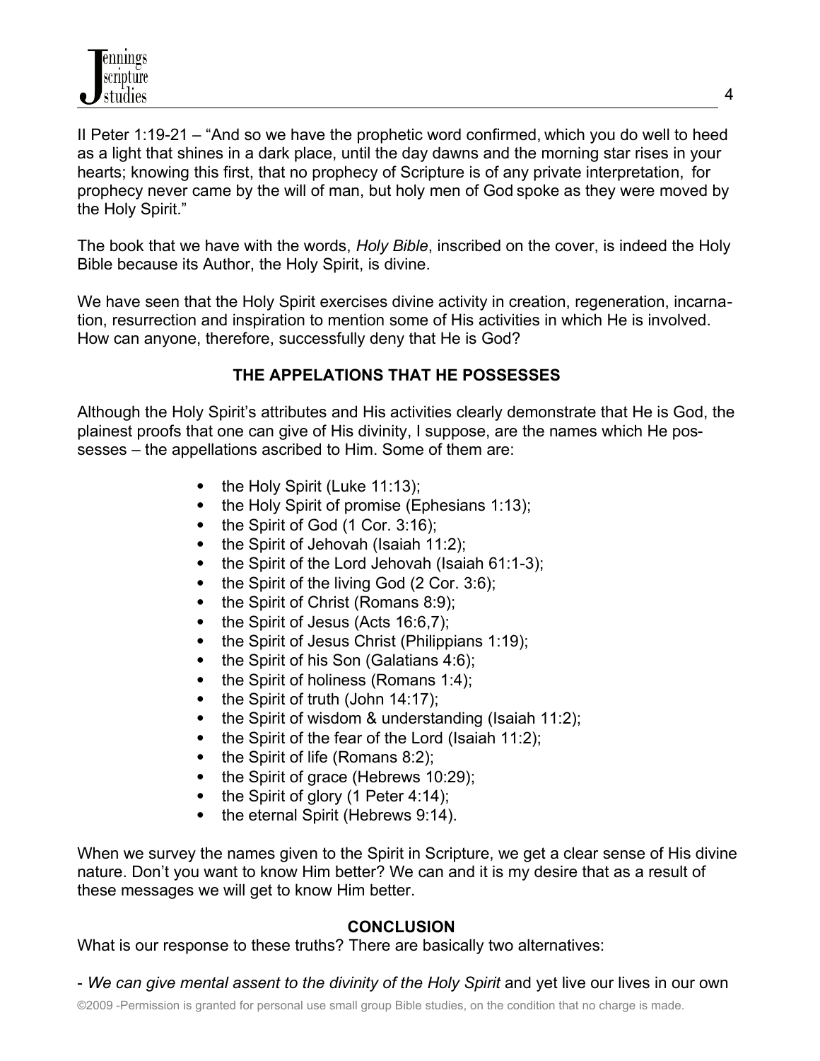II Peter 1:19-21 – "And so we have the prophetic word confirmed, which you do well to heed as a light that shines in a dark place, until the day dawns and the morning star rises in your hearts; knowing this first, that no prophecy of Scripture is of any private interpretation, for prophecy never came by the will of man, but holy men of God spoke as they were moved by the Holy Spirit."

The book that we have with the words, *Holy Bible*, inscribed on the cover, is indeed the Holy Bible because its Author, the Holy Spirit, is divine.

We have seen that the Holy Spirit exercises divine activity in creation, regeneration, incarnation, resurrection and inspiration to mention some of His activities in which He is involved. How can anyone, therefore, successfully deny that He is God?

## THE APPELATIONS THAT HE POSSESSES

Although the Holy Spirit's attributes and His activities clearly demonstrate that He is God, the plainest proofs that one can give of His divinity, I suppose, are the names which He possesses – the appellations ascribed to Him. Some of them are:

- the Holy Spirit (Luke 11:13);
- the Holy Spirit of promise (Ephesians 1:13);
- the Spirit of God (1 Cor. 3:16);
- the Spirit of Jehovah (Isaiah 11:2);
- the Spirit of the Lord Jehovah (Isaiah 61:1-3);
- the Spirit of the living God (2 Cor. 3:6);
- the Spirit of Christ (Romans 8:9);
- the Spirit of Jesus (Acts 16:6,7);
- the Spirit of Jesus Christ (Philippians 1:19);
- the Spirit of his Son (Galatians 4:6);
- the Spirit of holiness (Romans 1:4);
- the Spirit of truth (John 14:17);
- the Spirit of wisdom & understanding (Isaiah 11:2);
- the Spirit of the fear of the Lord (Isaiah 11:2);
- the Spirit of life (Romans 8:2);
- the Spirit of grace (Hebrews 10:29);
- the Spirit of glory (1 Peter 4:14);
- the eternal Spirit (Hebrews 9:14).

When we survey the names given to the Spirit in Scripture, we get a clear sense of His divine nature. Don't you want to know Him better? We can and it is my desire that as a result of these messages we will get to know Him better.

## CONCLUSION

What is our response to these truths? There are basically two alternatives:

- *We can give mental assent to the divinity of the Holy Spirit* and yet live our lives in our own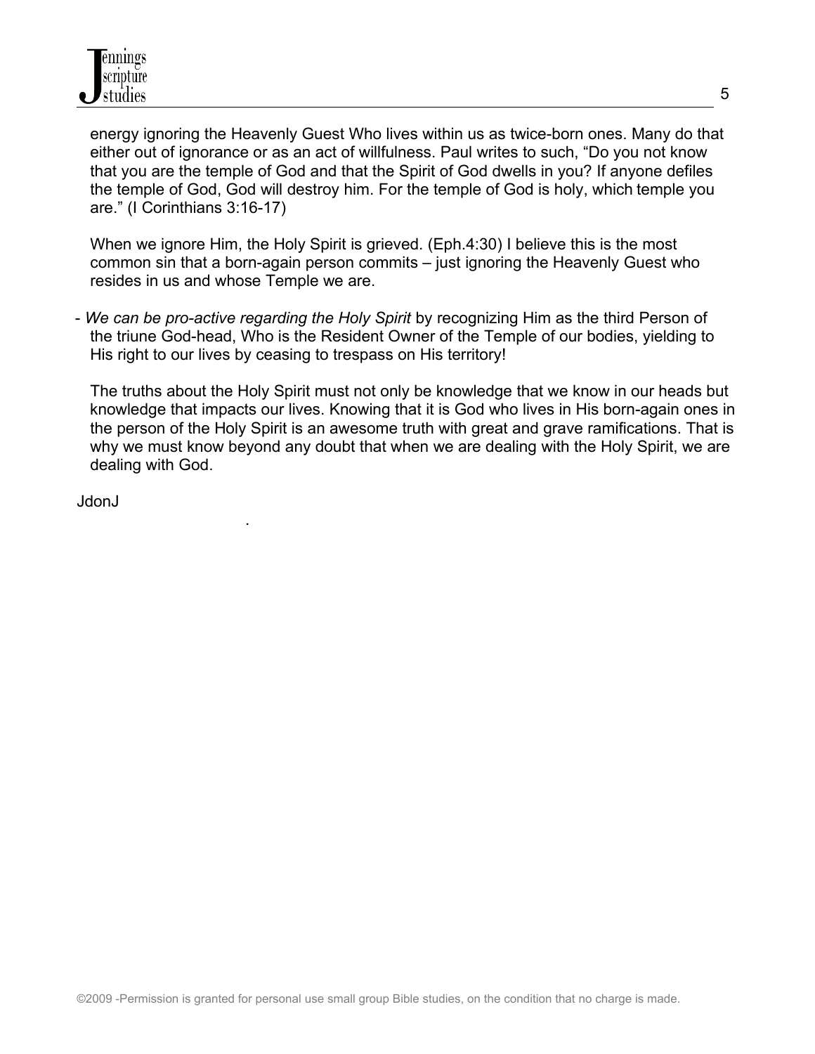energy ignoring the Heavenly Guest Who lives within us as twice-born ones. Many do that either out of ignorance or as an act of willfulness. Paul writes to such, "Do you not know that you are the temple of God and that the Spirit of God dwells in you? If anyone defiles the temple of God, God will destroy him. For the temple of God is holy, which temple you are." (I Corinthians 3:16-17)

When we ignore Him, the Holy Spirit is grieved. (Eph.4:30) I believe this is the most common sin that a born-again person commits – just ignoring the Heavenly Guest who resides in us and whose Temple we are.

- *We can be pro-active regarding the Holy Spirit* by recognizing Him as the third Person of the triune God-head, Who is the Resident Owner of the Temple of our bodies, yielding to His right to our lives by ceasing to trespass on His territory!

The truths about the Holy Spirit must not only be knowledge that we know in our heads but knowledge that impacts our lives. Knowing that it is God who lives in His born-again ones in the person of the Holy Spirit is an awesome truth with great and grave ramifications. That is why we must know beyond any doubt that when we are dealing with the Holy Spirit, we are dealing with God.

JdonJ

©2009 -Permission is granted for personal use small group Bible studies, on the condition that no charge is made.